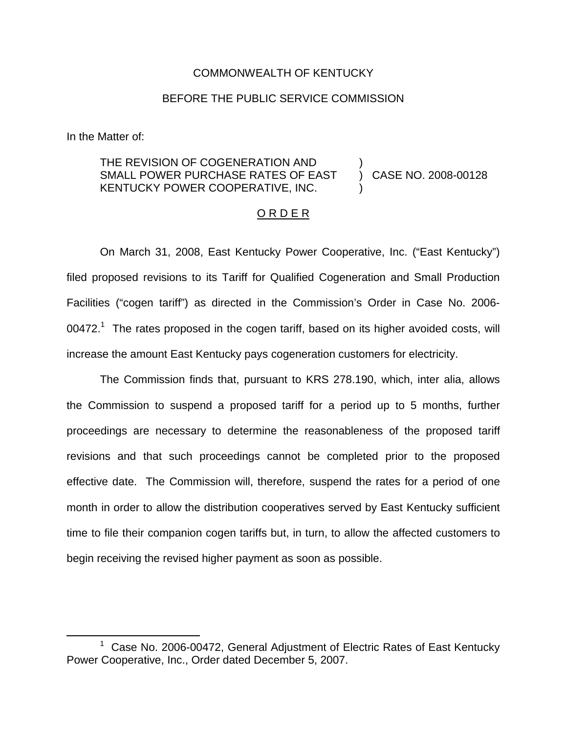COMMONWEALTH OF KENTUCKY

BEFORE THE PUBLIC SERVICE COMMISSION

In the Matter of:

THE REVISION OF COGENERATION AND SMALL POWER PURCHASE RATES OF EAST KENTUCKY POWER COOPERATIVE, INC. ) CASE NO. 2008-00128

O R D E R

On March 31, 2008, East Kentucky Power Cooperative, Inc. ("East Kentucky") filed proposed revisions to its Tariff for Qualified Cogeneration and Small Production Facilities ("cogen tariff") as directed in the Commission's Order in Case No. 2006-00472.[1] The rates proposed in the cogen tariff, based on its higher avoided costs, will increase the amount East Kentucky pays cogeneration customers for electricity.

The Commission finds that, pursuant to KRS 278.190, which, inter alia, allows the Commission to suspend a proposed tariff for a period up to 5 months, further proceedings are necessary to determine the reasonableness of the proposed tariff revisions and that such proceedings cannot be completed prior to the proposed effective date. The Commission will, therefore, suspend the rates for a period of one month in order to allow the distribution cooperatives served by East Kentucky sufficient time to file their companion cogen tariffs but, in turn, to allow the affected customers to begin receiving the revised higher payment as soon as possible.

[1] Case No. 2006-00472, General Adjustment of Electric Rates of East Kentucky Power Cooperative, Inc., Order dated December 5, 2007.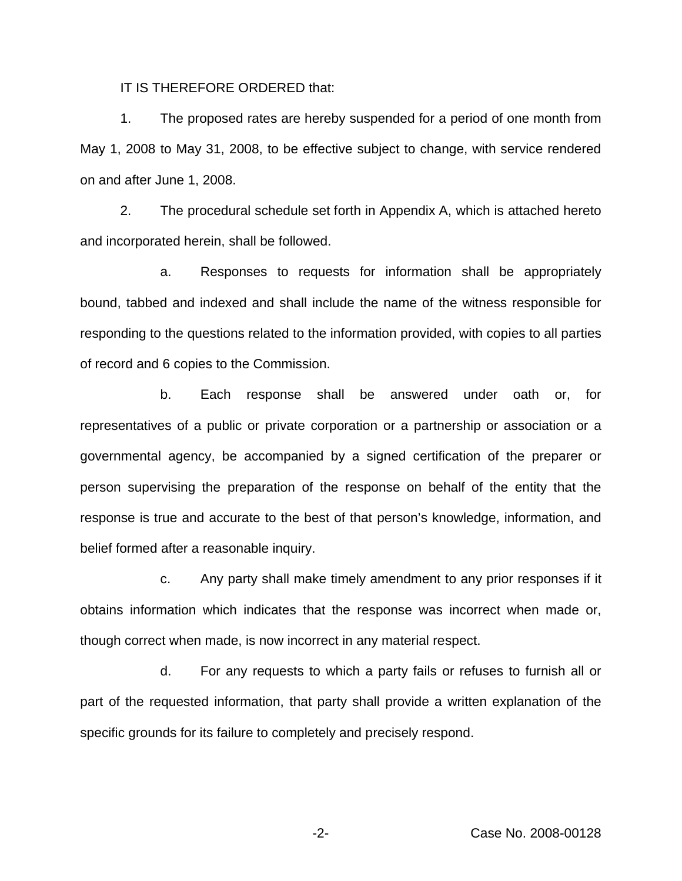IT IS THEREFORE ORDERED that:

1. The proposed rates are hereby suspended for a period of one month from May 1, 2008 to May 31, 2008, to be effective subject to change, with service rendered on and after June 1, 2008.

2. The procedural schedule set forth in Appendix A, which is attached hereto and incorporated herein, shall be followed.

   a. Responses to requests for information shall be appropriately bound, tabbed and indexed and shall include the name of the witness responsible for responding to the questions related to the information provided, with copies to all parties of record and 6 copies to the Commission.

   b. Each response shall be answered under oath or, for representatives of a public or private corporation or a partnership or association or a governmental agency, be accompanied by a signed certification of the preparer or person supervising the preparation of the response on behalf of the entity that the response is true and accurate to the best of that person's knowledge, information, and belief formed after a reasonable inquiry.

   c. Any party shall make timely amendment to any prior responses if it obtains information which indicates that the response was incorrect when made or, though correct when made, is now incorrect in any material respect.

   d. For any requests to which a party fails or refuses to furnish all or part of the requested information, that party shall provide a written explanation of the specific grounds for its failure to completely and precisely respond.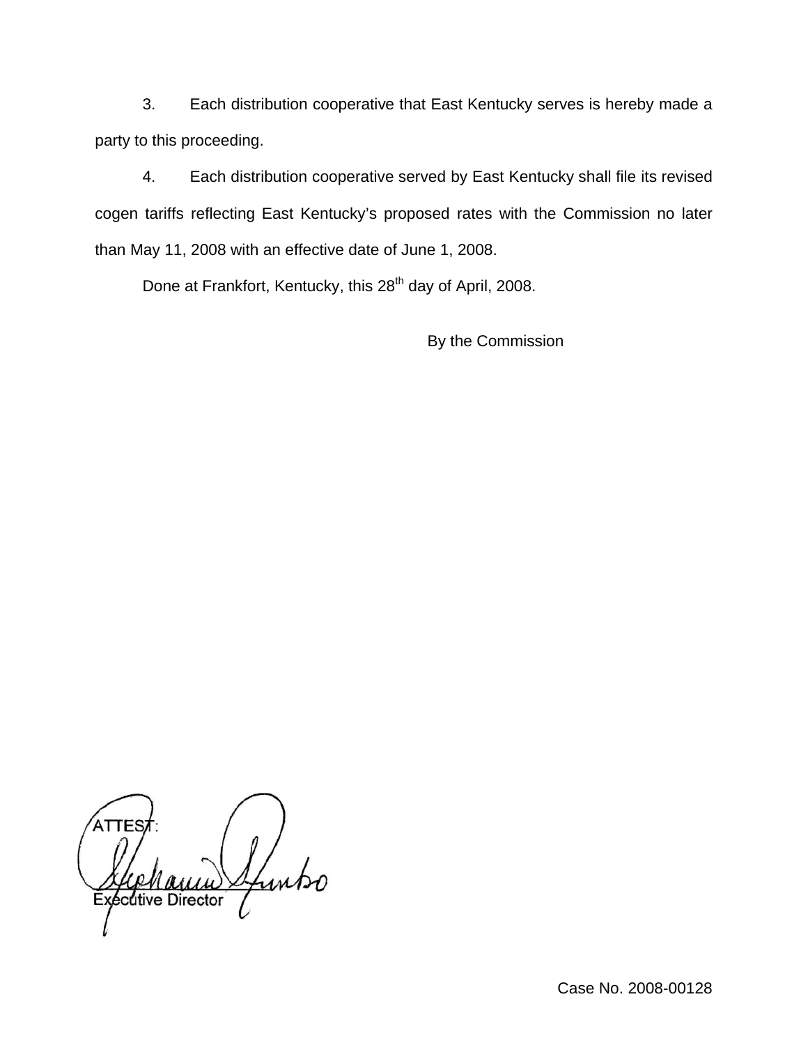3. Each distribution cooperative that East Kentucky serves is hereby made a party to this proceeding.

4. Each distribution cooperative served by East Kentucky shall file its revised cogen tariffs reflecting East Kentucky's proposed rates with the Commission no later than May 11, 2008 with an effective date of June 1, 2008.

Done at Frankfort, Kentucky, this 28th day of April, 2008.

By the Commission

ATTEST:

Executive Director

Case No. 2008-00128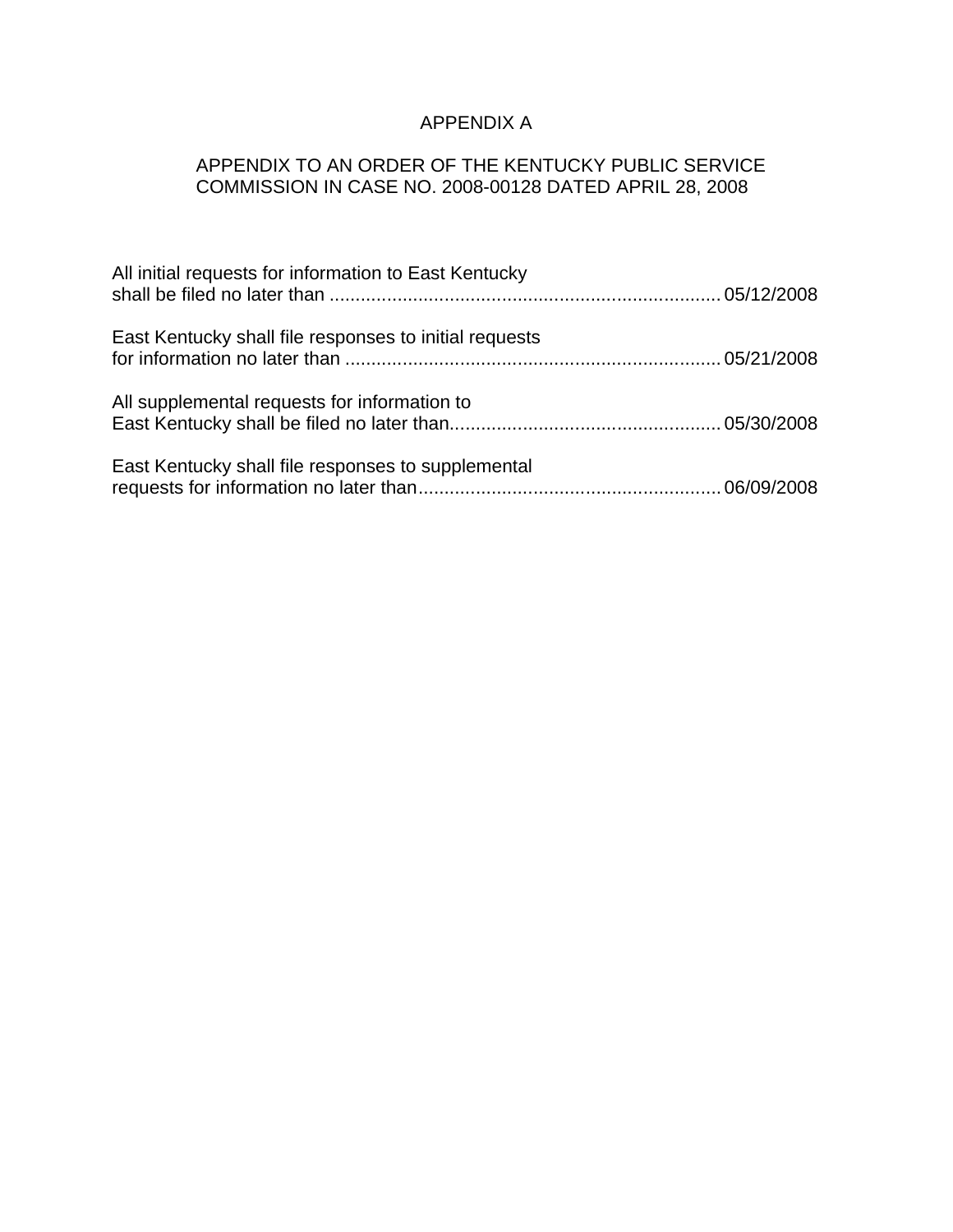# APPENDIX A

## APPENDIX TO AN ORDER OF THE KENTUCKY PUBLIC SERVICE COMMISSION IN CASE NO. 2008-00128 DATED APRIL 28, 2008

All initial requests for information to East Kentucky shall be filed no later than ........................................................................... 05/12/2008

East Kentucky shall file responses to initial requests for information no later than ........................................................................ 05/21/2008

All supplemental requests for information to East Kentucky shall be filed no later than.................................................... 05/30/2008

East Kentucky shall file responses to supplemental requests for information no later than.......................................................... 06/09/2008